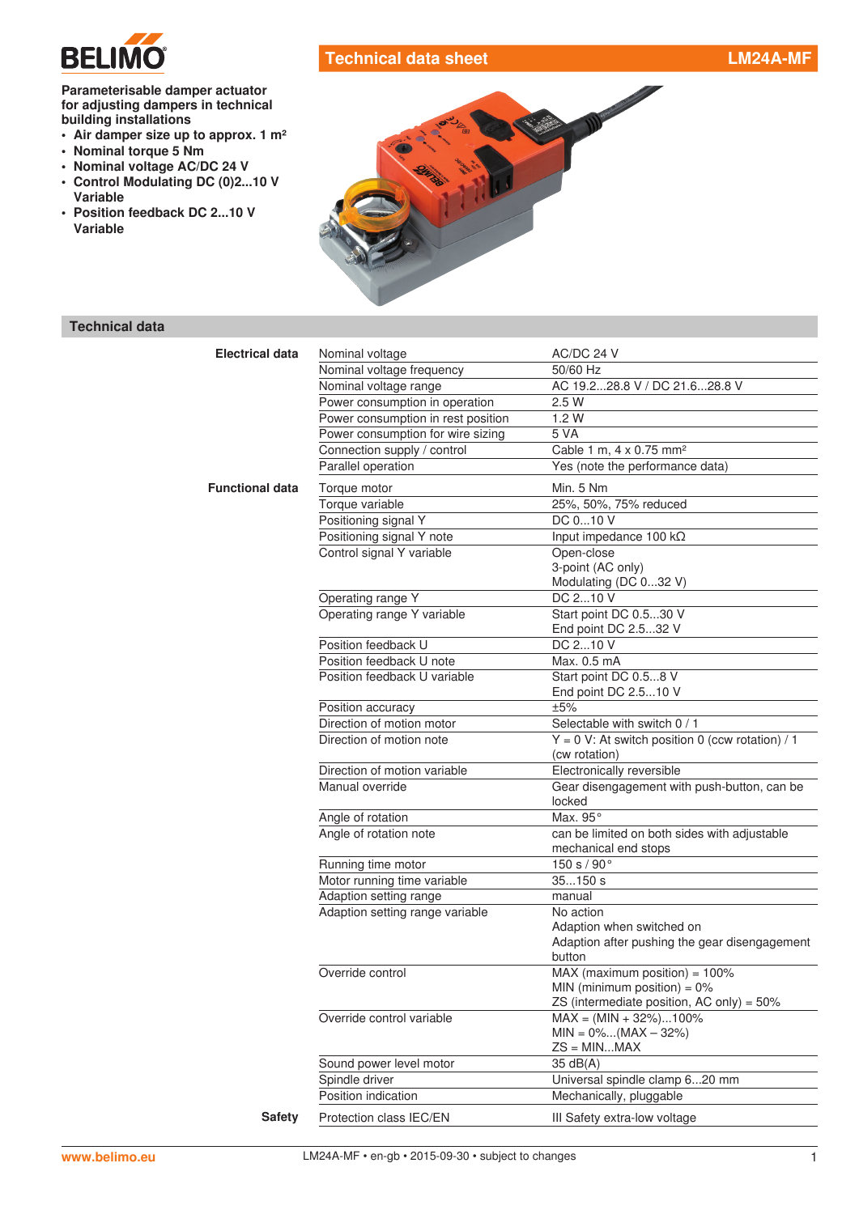# Technical data sheet LM24A-MF

**Parameterisable damper actuator for adjusting dampers in technical building installations**

- **Air damper size up to approx. 1 m²**
- **Nominal torque 5 Nm**
- **Nominal voltage AC/DC 24 V**
- **Control Modulating DC (0)2...10 V Variable**
- **Position feedback DC 2...10 V Variable**

## Technical data

| | | |
|---|---|---|
| **Electrical data** | Nominal voltage | AC/DC 24 V |
| | Nominal voltage frequency | 50/60 Hz |
| | Nominal voltage range | AC 19.2...28.8 V / DC 21.6...28.8 V |
| | Power consumption in operation | 2.5 W |
| | Power consumption in rest position | 1.2 W |
| | Power consumption for wire sizing | 5 VA |
| | Connection supply / control | Cable 1 m, 4 x 0.75 mm² |
| | Parallel operation | Yes (note the performance data) |
| **Functional data** | Torque motor | Min. 5 Nm |
| | Torque variable | 25%, 50%, 75% reduced |
| | Positioning signal Y | DC 0...10 V |
| | Positioning signal Y note | Input impedance 100 kΩ |
| | Control signal Y variable | Open-close<br>3-point (AC only)<br>Modulating (DC 0...32 V) |
| | Operating range Y | DC 2...10 V |
| | Operating range Y variable | Start point DC 0.5...30 V<br>End point DC 2.5...32 V |
| | Position feedback U | DC 2...10 V |
| | Position feedback U note | Max. 0.5 mA |
| | Position feedback U variable | Start point DC 0.5...8 V<br>End point DC 2.5...10 V |
| | Position accuracy | ±5% |
| | Direction of motion motor | Selectable with switch 0 / 1 |
| | Direction of motion note | Y = 0 V: At switch position 0 (ccw rotation) / 1 (cw rotation) |
| | Direction of motion variable | Electronically reversible |
| | Manual override | Gear disengagement with push-button, can be locked |
| | Angle of rotation | Max. 95° |
| | Angle of rotation note | can be limited on both sides with adjustable mechanical end stops |
| | Running time motor | 150 s / 90° |
| | Motor running time variable | 35...150 s |
| | Adaption setting range | manual |
| | Adaption setting range variable | No action<br>Adaption when switched on<br>Adaption after pushing the gear disengagement button |
| | Override control | MAX (maximum position) = 100%<br>MIN (minimum position) = 0%<br>ZS (intermediate position, AC only) = 50% |
| | Override control variable | MAX = (MIN + 32%)...100%<br>MIN = 0%...(MAX – 32%)<br>ZS = MIN...MAX |
| | Sound power level motor | 35 dB(A) |
| | Spindle driver | Universal spindle clamp 6...20 mm |
| | Position indication | Mechanically, pluggable |
| **Safety** | Protection class IEC/EN | III Safety extra-low voltage |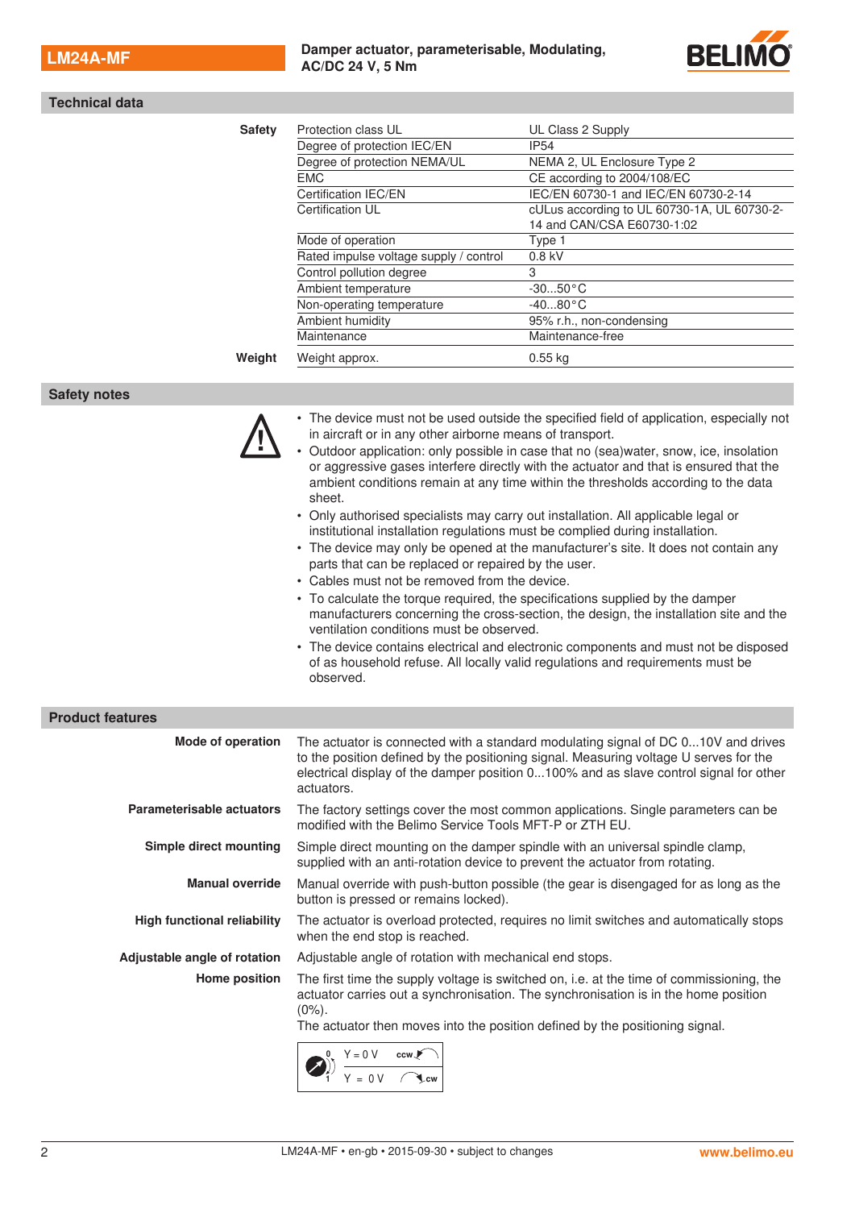## Technical data

| | | |
|---|---|---|
| **Safety** | Protection class UL | UL Class 2 Supply |
| | Degree of protection IEC/EN | IP54 |
| | Degree of protection NEMA/UL | NEMA 2, UL Enclosure Type 2 |
| | EMC | CE according to 2004/108/EC |
| | Certification IEC/EN | IEC/EN 60730-1 and IEC/EN 60730-2-14 |
| | Certification UL | cULus according to UL 60730-1A, UL 60730-2-14 and CAN/CSA E60730-1:02 |
| | Mode of operation | Type 1 |
| | Rated impulse voltage supply / control | 0.8 kV |
| | Control pollution degree | 3 |
| | Ambient temperature | -30...50°C |
| | Non-operating temperature | -40...80°C |
| | Ambient humidity | 95% r.h., non-condensing |
| | Maintenance | Maintenance-free |
| **Weight** | Weight approx. | 0.55 kg |

## Safety notes

- The device must not be used outside the specified field of application, especially not in aircraft or in any other airborne means of transport.
- Outdoor application: only possible in case that no (sea)water, snow, ice, insolation or aggressive gases interfere directly with the actuator and that is ensured that the ambient conditions remain at any time within the thresholds according to the data sheet.
- Only authorised specialists may carry out installation. All applicable legal or institutional installation regulations must be complied during installation.
- The device may only be opened at the manufacturer's site. It does not contain any parts that can be replaced or repaired by the user.
- Cables must not be removed from the device.
- To calculate the torque required, the specifications supplied by the damper manufacturers concerning the cross-section, the design, the installation site and the ventilation conditions must be observed.
- The device contains electrical and electronic components and must not be disposed of as household refuse. All locally valid regulations and requirements must be observed.

## Product features

**Mode of operation**
The actuator is connected with a standard modulating signal of DC 0...10V and drives to the position defined by the positioning signal. Measuring voltage U serves for the electrical display of the damper position 0...100% and as slave control signal for other actuators.

**Parameterisable actuators**
The factory settings cover the most common applications. Single parameters can be modified with the Belimo Service Tools MFT-P or ZTH EU.

**Simple direct mounting**
Simple direct mounting on the damper spindle with an universal spindle clamp, supplied with an anti-rotation device to prevent the actuator from rotating.

**Manual override**
Manual override with push-button possible (the gear is disengaged for as long as the button is pressed or remains locked).

**High functional reliability**
The actuator is overload protected, requires no limit switches and automatically stops when the end stop is reached.

**Adjustable angle of rotation**
Adjustable angle of rotation with mechanical end stops.

**Home position**
The first time the supply voltage is switched on, i.e. at the time of commissioning, the actuator carries out a synchronisation. The synchronisation is in the home position (0%).
The actuator then moves into the position defined by the positioning signal.

| Switch | Y | Direction |
|---|---|---|
| 0 | Y = 0 V | ccw |
| 1 | Y = 0 V | cw |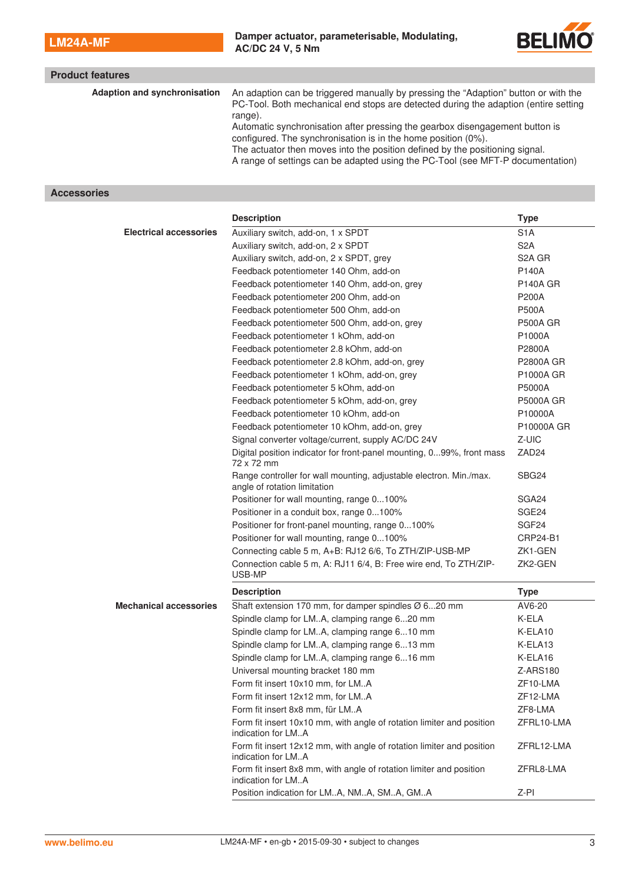## Product features

**Adaption and synchronisation**

An adaption can be triggered manually by pressing the “Adaption” button or with the PC-Tool. Both mechanical end stops are detected during the adaption (entire setting range).
Automatic synchronisation after pressing the gearbox disengagement button is configured. The synchronisation is in the home position (0%).
The actuator then moves into the position defined by the positioning signal.
A range of settings can be adapted using the PC-Tool (see MFT-P documentation)

## Accessories

**Electrical accessories**

| Description | Type |
|---|---|
| Auxiliary switch, add-on, 1 x SPDT | S1A |
| Auxiliary switch, add-on, 2 x SPDT | S2A |
| Auxiliary switch, add-on, 2 x SPDT, grey | S2A GR |
| Feedback potentiometer 140 Ohm, add-on | P140A |
| Feedback potentiometer 140 Ohm, add-on, grey | P140A GR |
| Feedback potentiometer 200 Ohm, add-on | P200A |
| Feedback potentiometer 500 Ohm, add-on | P500A |
| Feedback potentiometer 500 Ohm, add-on, grey | P500A GR |
| Feedback potentiometer 1 kOhm, add-on | P1000A |
| Feedback potentiometer 2.8 kOhm, add-on | P2800A |
| Feedback potentiometer 2.8 kOhm, add-on, grey | P2800A GR |
| Feedback potentiometer 1 kOhm, add-on, grey | P1000A GR |
| Feedback potentiometer 5 kOhm, add-on | P5000A |
| Feedback potentiometer 5 kOhm, add-on, grey | P5000A GR |
| Feedback potentiometer 10 kOhm, add-on | P10000A |
| Feedback potentiometer 10 kOhm, add-on, grey | P10000A GR |
| Signal converter voltage/current, supply AC/DC 24V | Z-UIC |
| Digital position indicator for front-panel mounting, 0...99%, front mass 72 x 72 mm | ZAD24 |
| Range controller for wall mounting, adjustable electron. Min./max. angle of rotation limitation | SBG24 |
| Positioner for wall mounting, range 0...100% | SGA24 |
| Positioner in a conduit box, range 0...100% | SGE24 |
| Positioner for front-panel mounting, range 0...100% | SGF24 |
| Positioner for wall mounting, range 0...100% | CRP24-B1 |
| Connecting cable 5 m, A+B: RJ12 6/6, To ZTH/ZIP-USB-MP | ZK1-GEN |
| Connection cable 5 m, A: RJ11 6/4, B: Free wire end, To ZTH/ZIP-USB-MP | ZK2-GEN |

**Mechanical accessories**

| Description | Type |
|---|---|
| Shaft extension 170 mm, for damper spindles Ø 6...20 mm | AV6-20 |
| Spindle clamp for LM..A, clamping range 6...20 mm | K-ELA |
| Spindle clamp for LM..A, clamping range 6...10 mm | K-ELA10 |
| Spindle clamp for LM..A, clamping range 6...13 mm | K-ELA13 |
| Spindle clamp for LM..A, clamping range 6...16 mm | K-ELA16 |
| Universal mounting bracket 180 mm | Z-ARS180 |
| Form fit insert 10x10 mm, for LM..A | ZF10-LMA |
| Form fit insert 12x12 mm, for LM..A | ZF12-LMA |
| Form fit insert 8x8 mm, für LM..A | ZF8-LMA |
| Form fit insert 10x10 mm, with angle of rotation limiter and position indication for LM..A | ZFRL10-LMA |
| Form fit insert 12x12 mm, with angle of rotation limiter and position indication for LM..A | ZFRL12-LMA |
| Form fit insert 8x8 mm, with angle of rotation limiter and position indication for LM..A | ZFRL8-LMA |
| Position indication for LM..A, NM..A, SM..A, GM..A | Z-PI |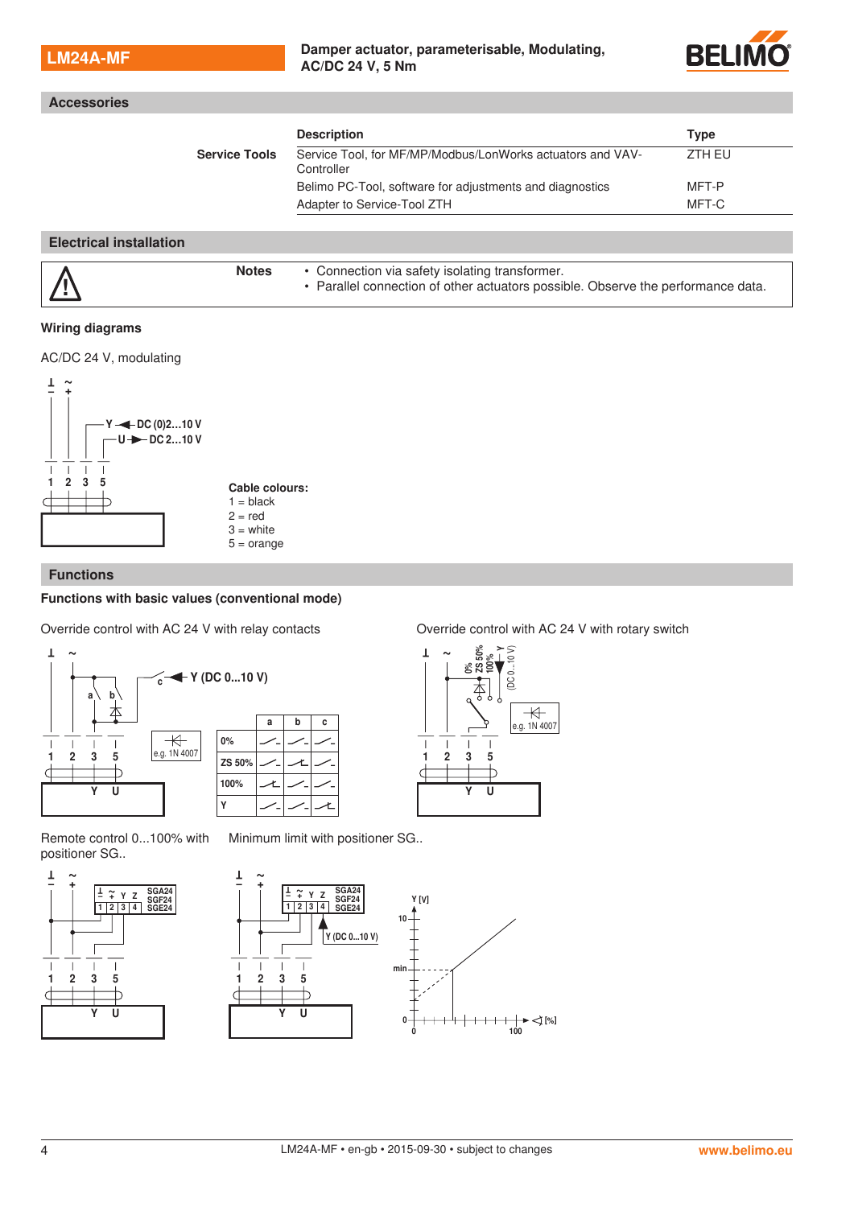## Accessories

| Service Tools | Description | Type |
|---|---|---|
| | Service Tool, for MF/MP/Modbus/LonWorks actuators and VAV-Controller | ZTH EU |
| | Belimo PC-Tool, software for adjustments and diagnostics | MFT-P |
| | Adapter to Service-Tool ZTH | MFT-C |

## Electrical installation

**Notes**

- Connection via safety isolating transformer.
- Parallel connection of other actuators possible. Observe the performance data.

### Wiring diagrams

AC/DC 24 V, modulating

Y ◄ DC (0)2...10 V
U ► DC 2...10 V

1 2 3 5

**Cable colours:**
1 = black
2 = red
3 = white
5 = orange

## Functions

### Functions with basic values (conventional mode)

Override control with AC 24 V with relay contacts

c ◄ Y (DC 0...10 V)

e.g. 1N 4007

| | a | b | c |
|---|---|---|---|
| 0% | | | |
| ZS 50% | | | |
| 100% | | | |
| Y | | | |

Override control with AC 24 V with rotary switch

0% ZS 50% 100% Y (DC 0...10 V)

e.g. 1N 4007

Remote control 0...100% with positioner SG..

SGA24 SGF24 SGE24

Minimum limit with positioner SG..

SGA24 SGF24 SGE24

Y (DC 0...10 V)

Y [V] 10 min 0 0 100 ◁ [%]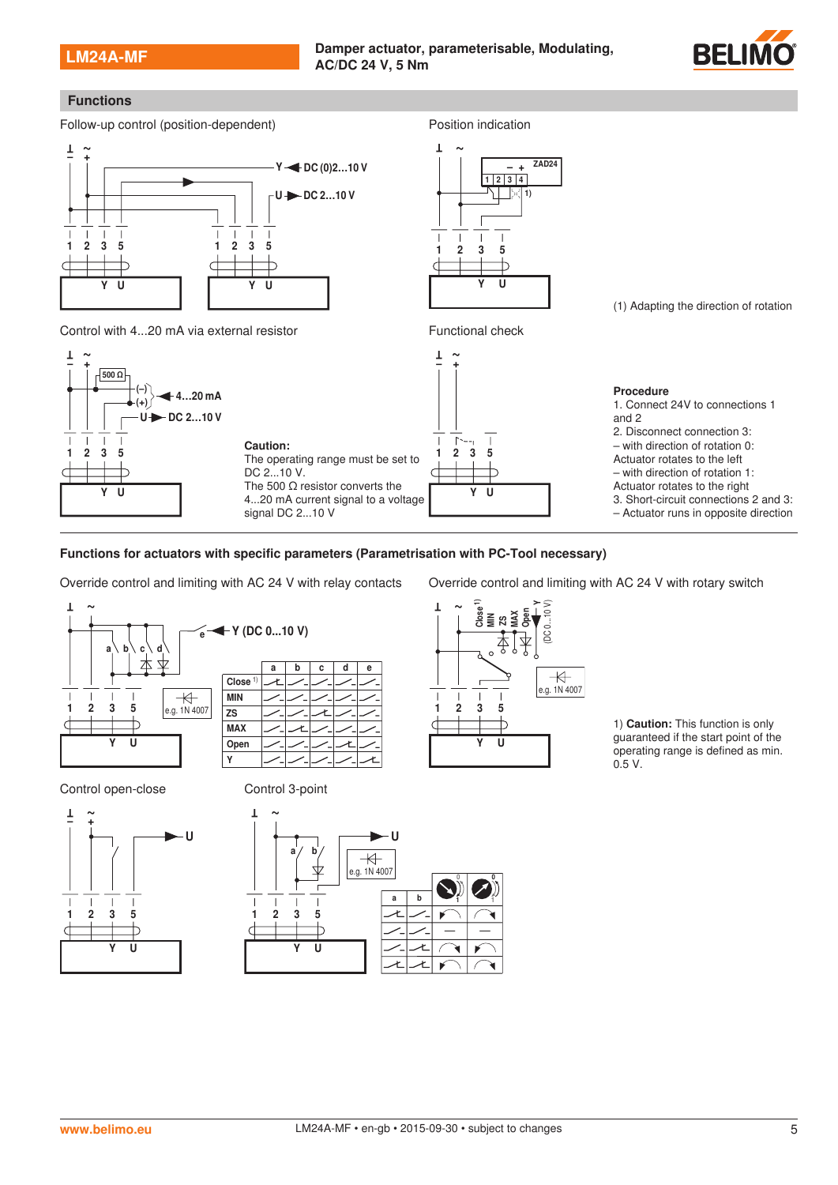## Functions

### Follow-up control (position-dependent)

### Position indication

(1) Adapting the direction of rotation

### Control with 4...20 mA via external resistor

**Caution:**
The operating range must be set to DC 2...10 V.
The 500 Ω resistor converts the 4...20 mA current signal to a voltage signal DC 2...10 V

### Functional check

**Procedure**

1. Connect 24V to connections 1 and 2
2. Disconnect connection 3:
   – with direction of rotation 0: Actuator rotates to the left
   – with direction of rotation 1: Actuator rotates to the right
3. Short-circuit connections 2 and 3:
   – Actuator runs in opposite direction

### Functions for actuators with specific parameters (Parametrisation with PC-Tool necessary)

#### Override control and limiting with AC 24 V with relay contacts

#### Override control and limiting with AC 24 V with rotary switch

1) **Caution:** This function is only guaranteed if the start point of the operating range is defined as min. 0.5 V.

#### Control open-close

#### Control 3-point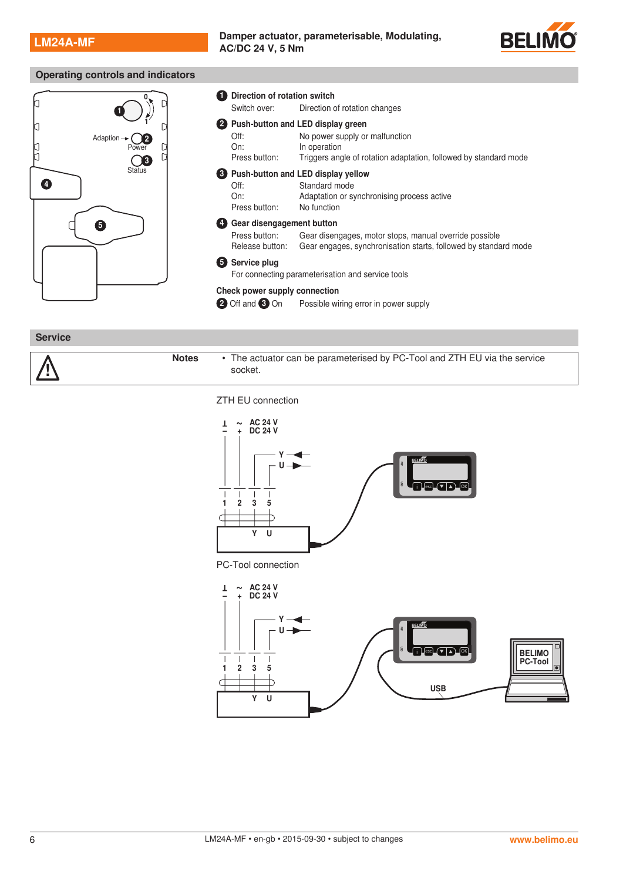## Operating controls and indicators

**1 Direction of rotation switch**

| | |
|---|---|
| Switch over: | Direction of rotation changes |

**2 Push-button and LED display green**

| | |
|---|---|
| Off: | No power supply or malfunction |
| On: | In operation |
| Press button: | Triggers angle of rotation adaptation, followed by standard mode |

**3 Push-button and LED display yellow**

| | |
|---|---|
| Off: | Standard mode |
| On: | Adaptation or synchronising process active |
| Press button: | No function |

**4 Gear disengagement button**

| | |
|---|---|
| Press button: | Gear disengages, motor stops, manual override possible |
| Release button: | Gear engages, synchronisation starts, followed by standard mode |

**5 Service plug**

For connecting parameterisation and service tools

**Check power supply connection**

| | |
|---|---|
| 2 Off and 3 On | Possible wiring error in power supply |

## Service

**Notes**

- The actuator can be parameterised by PC-Tool and ZTH EU via the service socket.

ZTH EU connection

PC-Tool connection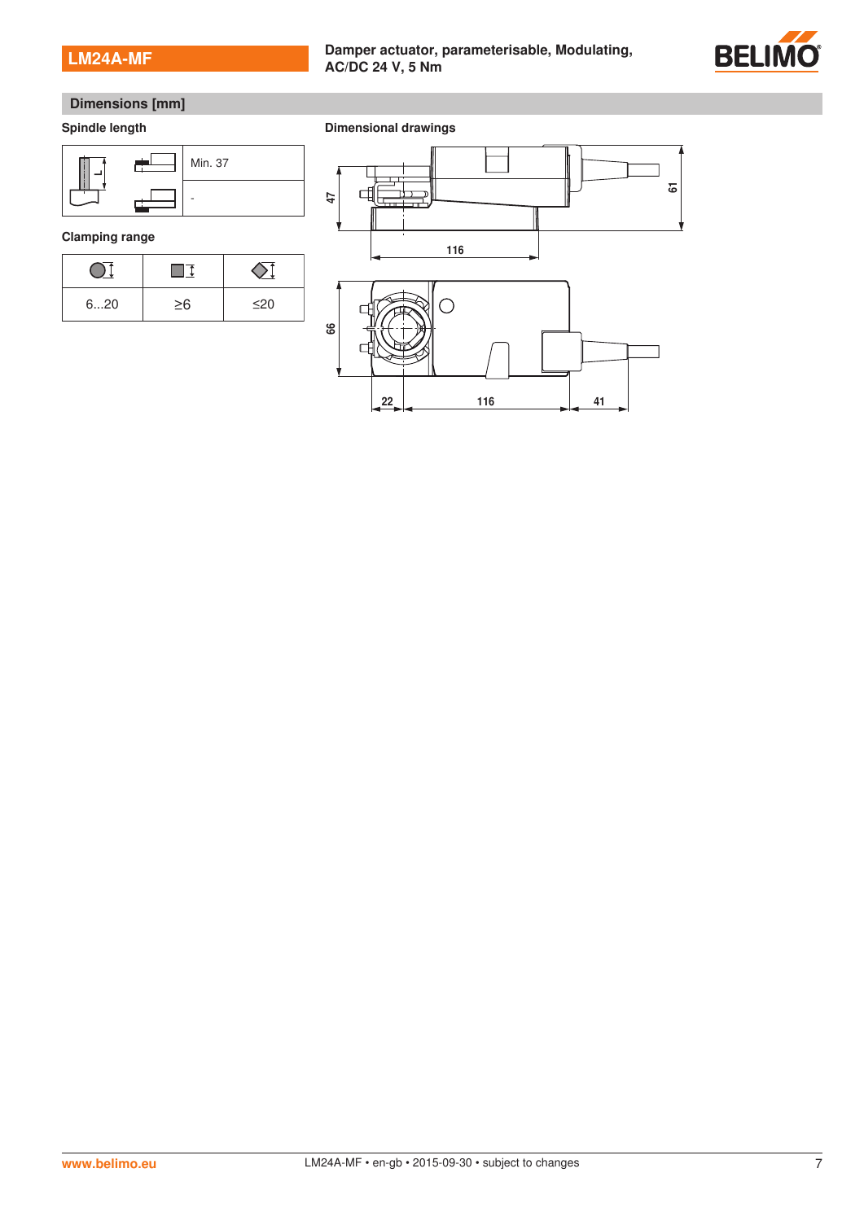## Dimensions [mm]

### Spindle length

| | |
|---|---|
| | Min. 37 |
| | - |

### Clamping range

| | | |
|---|---|---|
| 6...20 | ≥6 | ≤20 |

### Dimensional drawings

47

61

116

66

22

116

41